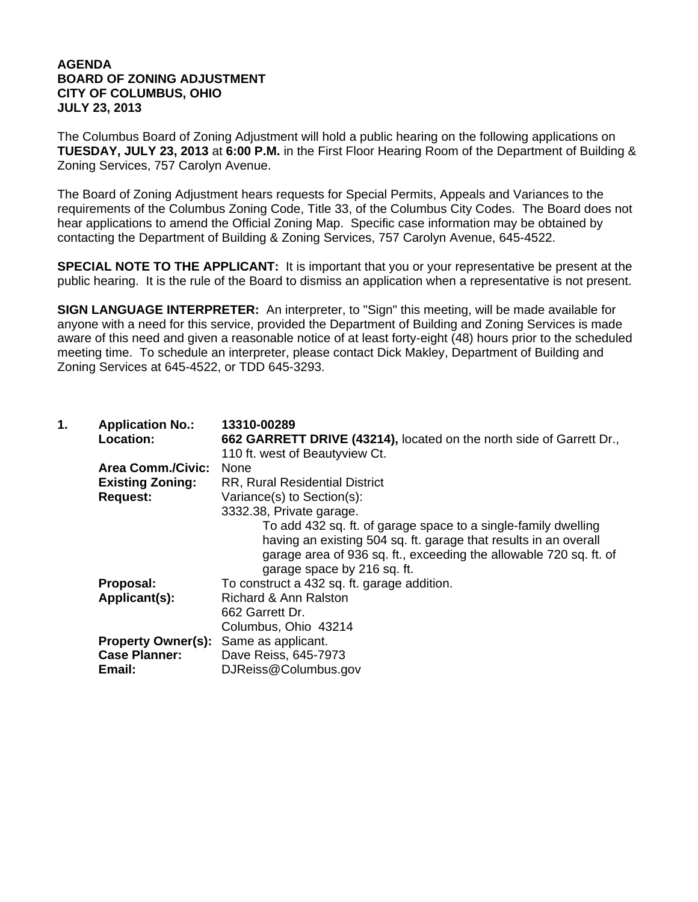**AGENDA**
**BOARD OF ZONING ADJUSTMENT**
**CITY OF COLUMBUS, OHIO**
**JULY 23, 2013**

The Columbus Board of Zoning Adjustment will hold a public hearing on the following applications on **TUESDAY, JULY 23, 2013** at **6:00 P.M.** in the First Floor Hearing Room of the Department of Building & Zoning Services, 757 Carolyn Avenue.

The Board of Zoning Adjustment hears requests for Special Permits, Appeals and Variances to the requirements of the Columbus Zoning Code, Title 33, of the Columbus City Codes. The Board does not hear applications to amend the Official Zoning Map. Specific case information may be obtained by contacting the Department of Building & Zoning Services, 757 Carolyn Avenue, 645-4522.

**SPECIAL NOTE TO THE APPLICANT:** It is important that you or your representative be present at the public hearing. It is the rule of the Board to dismiss an application when a representative is not present.

**SIGN LANGUAGE INTERPRETER:** An interpreter, to "Sign" this meeting, will be made available for anyone with a need for this service, provided the Department of Building and Zoning Services is made aware of this need and given a reasonable notice of at least forty-eight (48) hours prior to the scheduled meeting time. To schedule an interpreter, please contact Dick Makley, Department of Building and Zoning Services at 645-4522, or TDD 645-3293.

**1. Application No.:** **13310-00289**

**Location:** **662 GARRETT DRIVE (43214),** located on the north side of Garrett Dr., 110 ft. west of Beautyview Ct.

**Area Comm./Civic:** None

**Existing Zoning:** RR, Rural Residential District

**Request:** Variance(s) to Section(s):
3332.38, Private garage.
To add 432 sq. ft. of garage space to a single-family dwelling having an existing 504 sq. ft. garage that results in an overall garage area of 936 sq. ft., exceeding the allowable 720 sq. ft. of garage space by 216 sq. ft.

**Proposal:** To construct a 432 sq. ft. garage addition.

**Applicant(s):** Richard & Ann Ralston
662 Garrett Dr.
Columbus, Ohio 43214

**Property Owner(s):** Same as applicant.

**Case Planner:** Dave Reiss, 645-7973

**Email:** DJReiss@Columbus.gov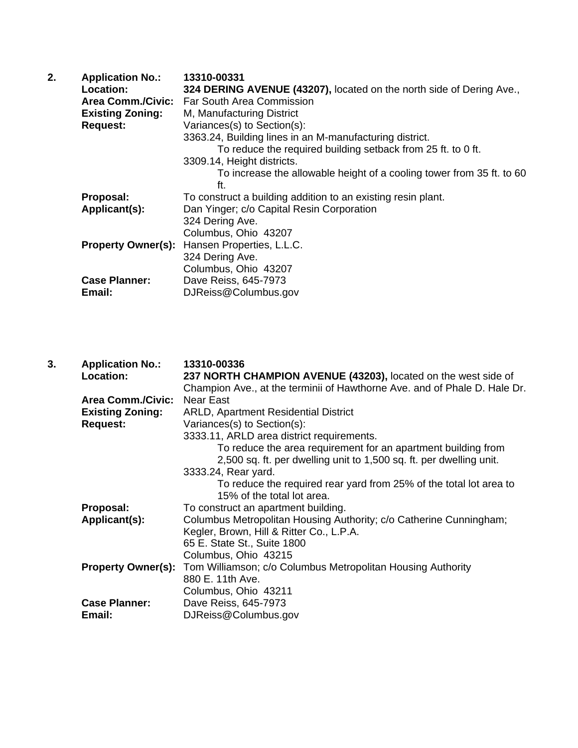**2.** **Application No.:** **13310-00331**

**Location:** **324 DERING AVENUE (43207),** located on the north side of Dering Ave.,

**Area Comm./Civic:** Far South Area Commission

**Existing Zoning:** M, Manufacturing District

**Request:** Variances(s) to Section(s):

3363.24, Building lines in an M-manufacturing district.

To reduce the required building setback from 25 ft. to 0 ft.

3309.14, Height districts.

To increase the allowable height of a cooling tower from 35 ft. to 60 ft.

**Proposal:** To construct a building addition to an existing resin plant.

**Applicant(s):** Dan Yinger; c/o Capital Resin Corporation
324 Dering Ave.
Columbus, Ohio 43207

**Property Owner(s):** Hansen Properties, L.L.C.
324 Dering Ave.
Columbus, Ohio 43207

**Case Planner:** Dave Reiss, 645-7973

**Email:** DJReiss@Columbus.gov

**3.** **Application No.:** **13310-00336**

**Location:** **237 NORTH CHAMPION AVENUE (43203),** located on the west side of Champion Ave., at the terminii of Hawthorne Ave. and of Phale D. Hale Dr.

**Area Comm./Civic:** Near East

**Existing Zoning:** ARLD, Apartment Residential District

**Request:** Variances(s) to Section(s):

3333.11, ARLD area district requirements.

To reduce the area requirement for an apartment building from 2,500 sq. ft. per dwelling unit to 1,500 sq. ft. per dwelling unit.

3333.24, Rear yard.

To reduce the required rear yard from 25% of the total lot area to 15% of the total lot area.

**Proposal:** To construct an apartment building.

**Applicant(s):** Columbus Metropolitan Housing Authority; c/o Catherine Cunningham; Kegler, Brown, Hill & Ritter Co., L.P.A.
65 E. State St., Suite 1800
Columbus, Ohio 43215

**Property Owner(s):** Tom Williamson; c/o Columbus Metropolitan Housing Authority
880 E. 11th Ave.
Columbus, Ohio 43211

**Case Planner:** Dave Reiss, 645-7973

**Email:** DJReiss@Columbus.gov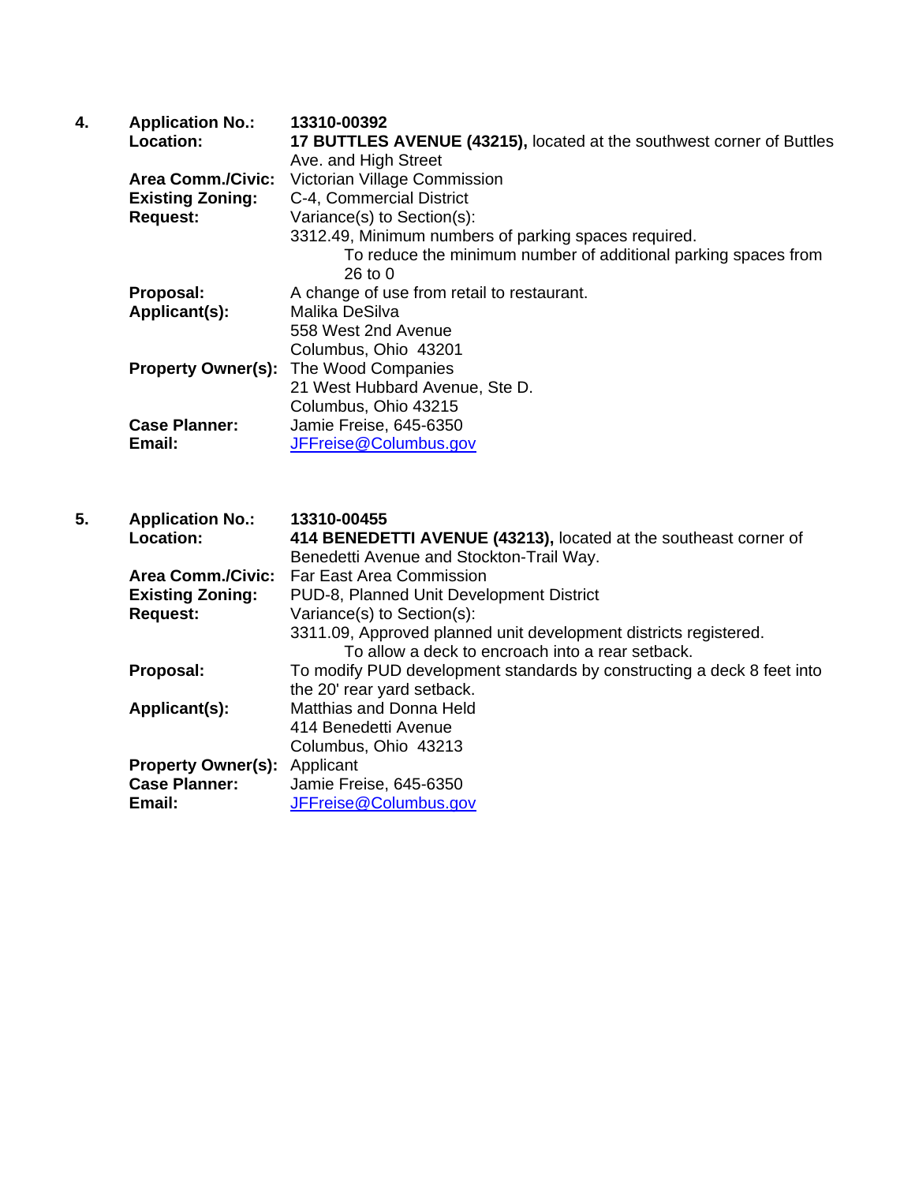4. **Application No.:** **13310-00392**

**Location:** **17 BUTTLES AVENUE (43215),** located at the southwest corner of Buttles Ave. and High Street

**Area Comm./Civic:** Victorian Village Commission

**Existing Zoning:** C-4, Commercial District

**Request:** Variance(s) to Section(s):

3312.49, Minimum numbers of parking spaces required.

To reduce the minimum number of additional parking spaces from 26 to 0

**Proposal:** A change of use from retail to restaurant.

**Applicant(s):** Malika DeSilva
558 West 2nd Avenue
Columbus, Ohio 43201

**Property Owner(s):** The Wood Companies
21 West Hubbard Avenue, Ste D.
Columbus, Ohio 43215

**Case Planner:** Jamie Freise, 645-6350

**Email:** JFFreise@Columbus.gov

5. **Application No.:** **13310-00455**

**Location:** **414 BENEDETTI AVENUE (43213),** located at the southeast corner of Benedetti Avenue and Stockton-Trail Way.

**Area Comm./Civic:** Far East Area Commission

**Existing Zoning:** PUD-8, Planned Unit Development District

**Request:** Variance(s) to Section(s):

3311.09, Approved planned unit development districts registered.

To allow a deck to encroach into a rear setback.

**Proposal:** To modify PUD development standards by constructing a deck 8 feet into the 20' rear yard setback.

**Applicant(s):** Matthias and Donna Held
414 Benedetti Avenue
Columbus, Ohio 43213

**Property Owner(s):** Applicant

**Case Planner:** Jamie Freise, 645-6350

**Email:** JFFreise@Columbus.gov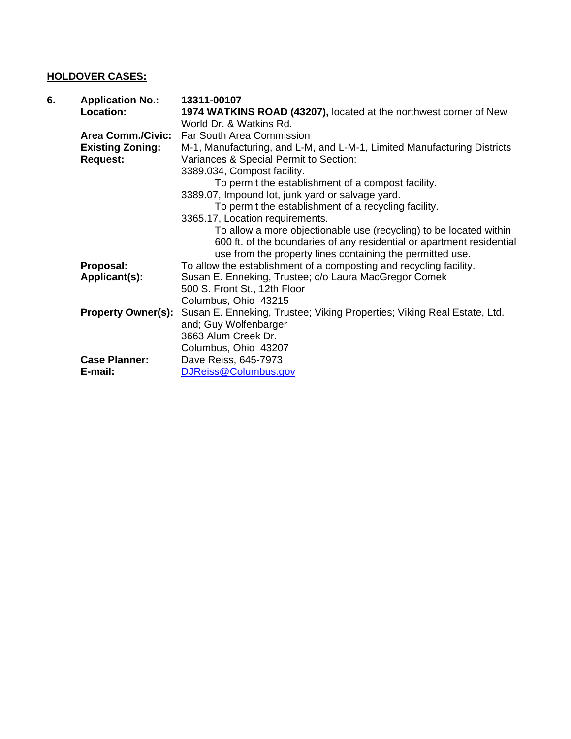**HOLDOVER CASES:**

6. **Application No.:** **13311-00107**

**Location:** **1974 WATKINS ROAD (43207),** located at the northwest corner of New World Dr. & Watkins Rd.

**Area Comm./Civic:** Far South Area Commission

**Existing Zoning:** M-1, Manufacturing, and L-M, and L-M-1, Limited Manufacturing Districts

**Request:** Variances & Special Permit to Section:

3389.034, Compost facility.
To permit the establishment of a compost facility.

3389.07, Impound lot, junk yard or salvage yard.
To permit the establishment of a recycling facility.

3365.17, Location requirements.
To allow a more objectionable use (recycling) to be located within 600 ft. of the boundaries of any residential or apartment residential use from the property lines containing the permitted use.

**Proposal:** To allow the establishment of a composting and recycling facility.

**Applicant(s):** Susan E. Enneking, Trustee; c/o Laura MacGregor Comek
500 S. Front St., 12th Floor
Columbus, Ohio 43215

**Property Owner(s):** Susan E. Enneking, Trustee; Viking Properties; Viking Real Estate, Ltd. and; Guy Wolfenbarger
3663 Alum Creek Dr.
Columbus, Ohio 43207

**Case Planner:** Dave Reiss, 645-7973

**E-mail:** DJReiss@Columbus.gov